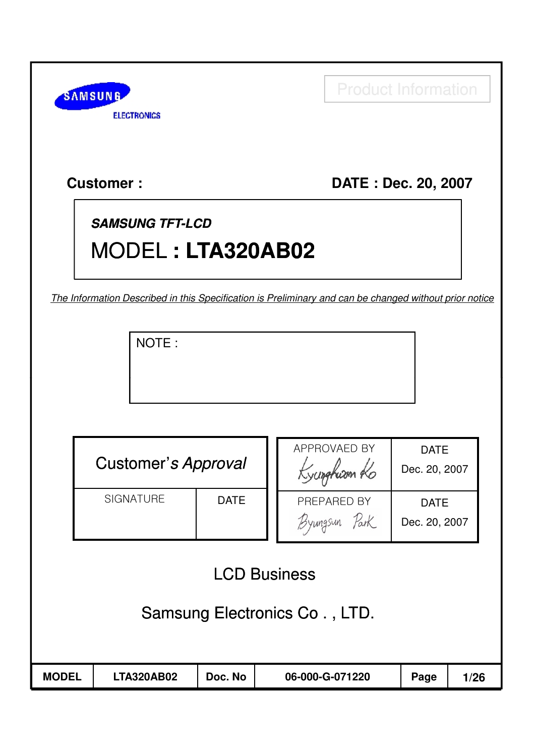SAMSUNG ELECTRONICS

Product Information

**Customer :**

**DATE : Dec. 20, 2007**

***SAMSUNG TFT-LCD***

# MODEL **: LTA320AB02**

*The Information Described in this Specification is Preliminary and can be changed without prior notice*

NOTE :

| Customer's *Approval* | |
|---|---|
| SIGNATURE | DATE |
| | |

| APPROVAED BY | DATE |
|---|---|
| Kyunghwan Ko | Dec. 20, 2007 |
| PREPARED BY | DATE |
| Byungsun Park | Dec. 20, 2007 |

LCD Business

Samsung Electronics Co . , LTD.

| MODEL | LTA320AB02 | Doc. No | 06-000-G-071220 | Page | 1/26 |
|---|---|---|---|---|---|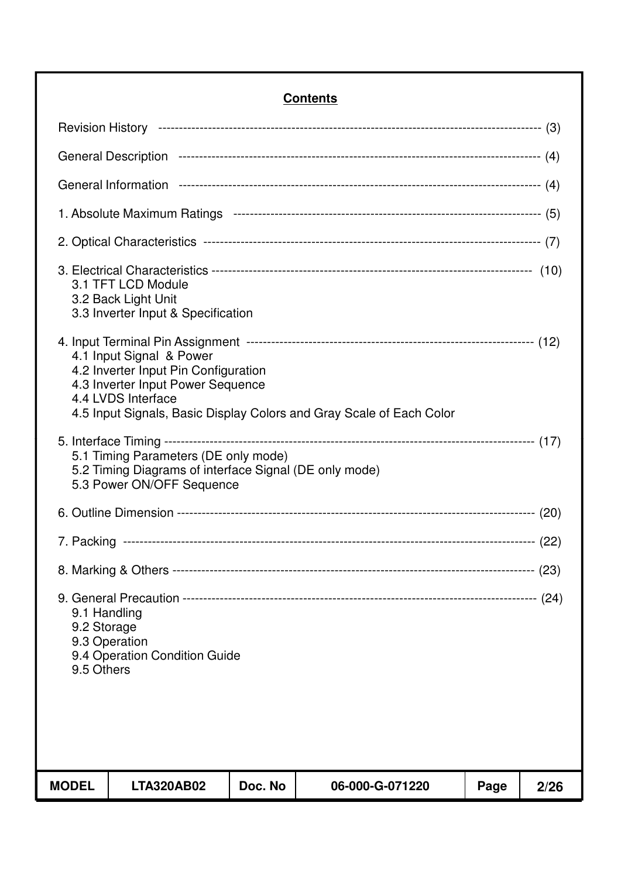## Contents

Revision History ---------------------------------------------------------------------------------------- (3)

General Description ----------------------------------------------------------------------------------- (4)

General Information ----------------------------------------------------------------------------------- (4)

1. Absolute Maximum Ratings --------------------------------------------------------------------- (5)

2. Optical Characteristics ------------------------------------------------------------------------------ (7)

3. Electrical Characteristics ------------------------------------------------------------------------ (10)
   - 3.1 TFT LCD Module
   - 3.2 Back Light Unit
   - 3.3 Inverter Input & Specification

4. Input Terminal Pin Assignment ---------------------------------------------------------------- (12)
   - 4.1 Input Signal & Power
   - 4.2 Inverter Input Pin Configuration
   - 4.3 Inverter Input Power Sequence
   - 4.4 LVDS Interface
   - 4.5 Input Signals, Basic Display Colors and Gray Scale of Each Color

5. Interface Timing -------------------------------------------------------------------------------- (17)
   - 5.1 Timing Parameters (DE only mode)
   - 5.2 Timing Diagrams of interface Signal (DE only mode)
   - 5.3 Power ON/OFF Sequence

6. Outline Dimension ---------------------------------------------------------------------------- (20)

7. Packing ----------------------------------------------------------------------------------------- (22)

8. Marking & Others ----------------------------------------------------------------------------- (23)

9. General Precaution --------------------------------------------------------------------------- (24)
   - 9.1 Handling
   - 9.2 Storage
   - 9.3 Operation
   - 9.4 Operation Condition Guide
   - 9.5 Others

| MODEL | LTA320AB02 | Doc. No | 06-000-G-071220 | Page | 2/26 |
|---|---|---|---|---|---|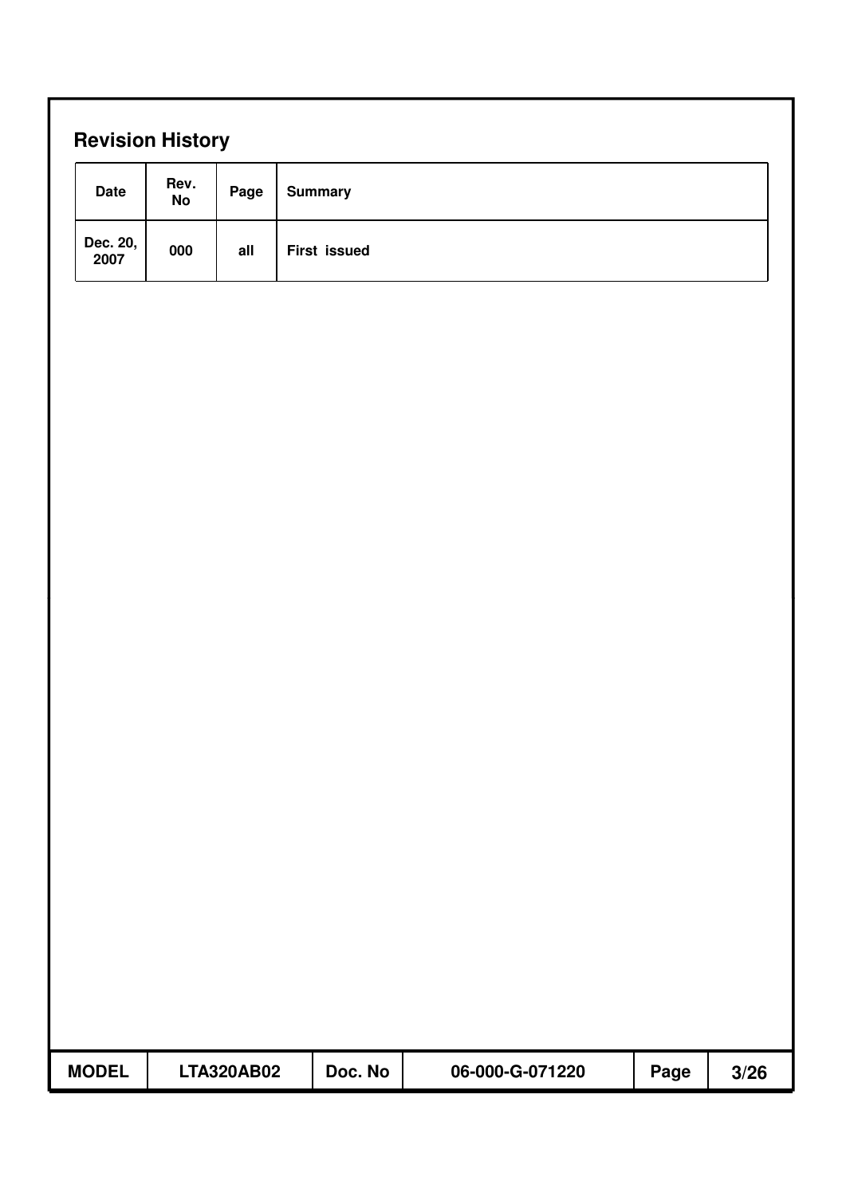## Revision History

| Date | Rev. No | Page | Summary |
| --- | --- | --- | --- |
| Dec. 20, 2007 | 000 | all | First issued |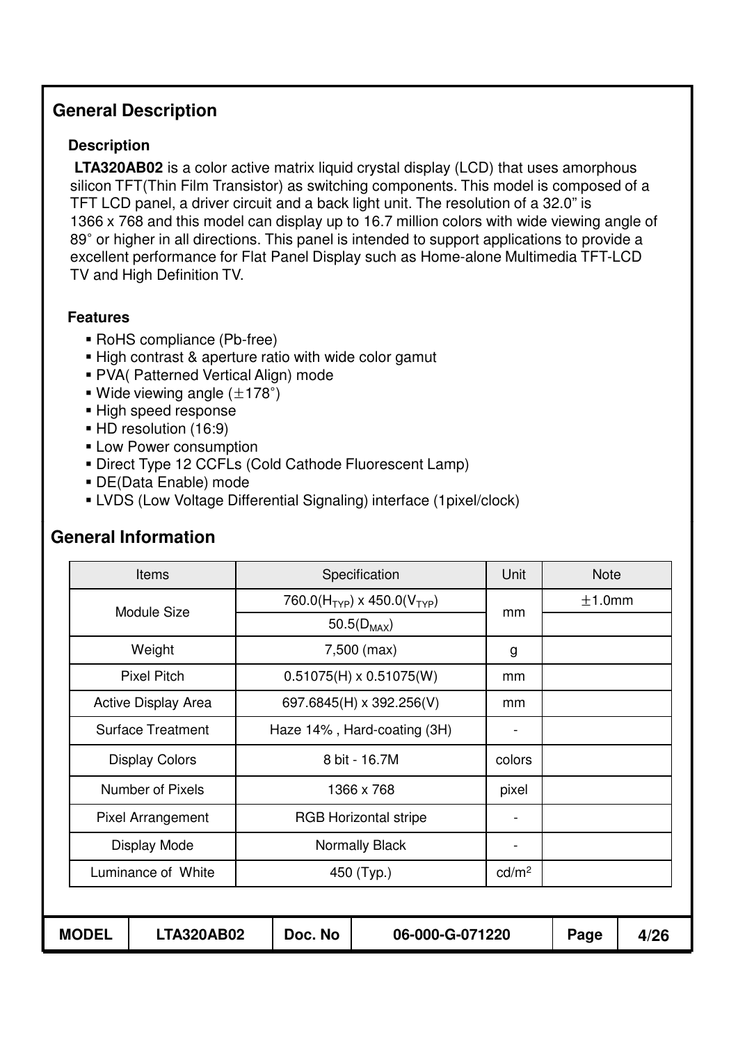## General Description

### Description

**LTA320AB02** is a color active matrix liquid crystal display (LCD) that uses amorphous silicon TFT(Thin Film Transistor) as switching components. This model is composed of a TFT LCD panel, a driver circuit and a back light unit. The resolution of a 32.0" is 1366 x 768 and this model can display up to 16.7 million colors with wide viewing angle of 89° or higher in all directions. This panel is intended to support applications to provide a excellent performance for Flat Panel Display such as Home-alone Multimedia TFT-LCD TV and High Definition TV.

### Features

- RoHS compliance (Pb-free)
- High contrast & aperture ratio with wide color gamut
- PVA( Patterned Vertical Align) mode
- Wide viewing angle (±178°)
- High speed response
- HD resolution (16:9)
- Low Power consumption
- Direct Type 12 CCFLs (Cold Cathode Fluorescent Lamp)
- DE(Data Enable) mode
- LVDS (Low Voltage Differential Signaling) interface (1pixel/clock)

## General Information

| Items | Specification | Unit | Note |
|---|---|---|---|
| Module Size | 760.0($H_{TYP}$) x 450.0($V_{TYP}$) | mm | ±1.0mm |
| | 50.5($D_{MAX}$) | | |
| Weight | 7,500 (max) | g | |
| Pixel Pitch | 0.51075(H) x 0.51075(W) | mm | |
| Active Display Area | 697.6845(H) x 392.256(V) | mm | |
| Surface Treatment | Haze 14% , Hard-coating (3H) | - | |
| Display Colors | 8 bit - 16.7M | colors | |
| Number of Pixels | 1366 x 768 | pixel | |
| Pixel Arrangement | RGB Horizontal stripe | - | |
| Display Mode | Normally Black | - | |
| Luminance of White | 450 (Typ.) | $cd/m^2$ | |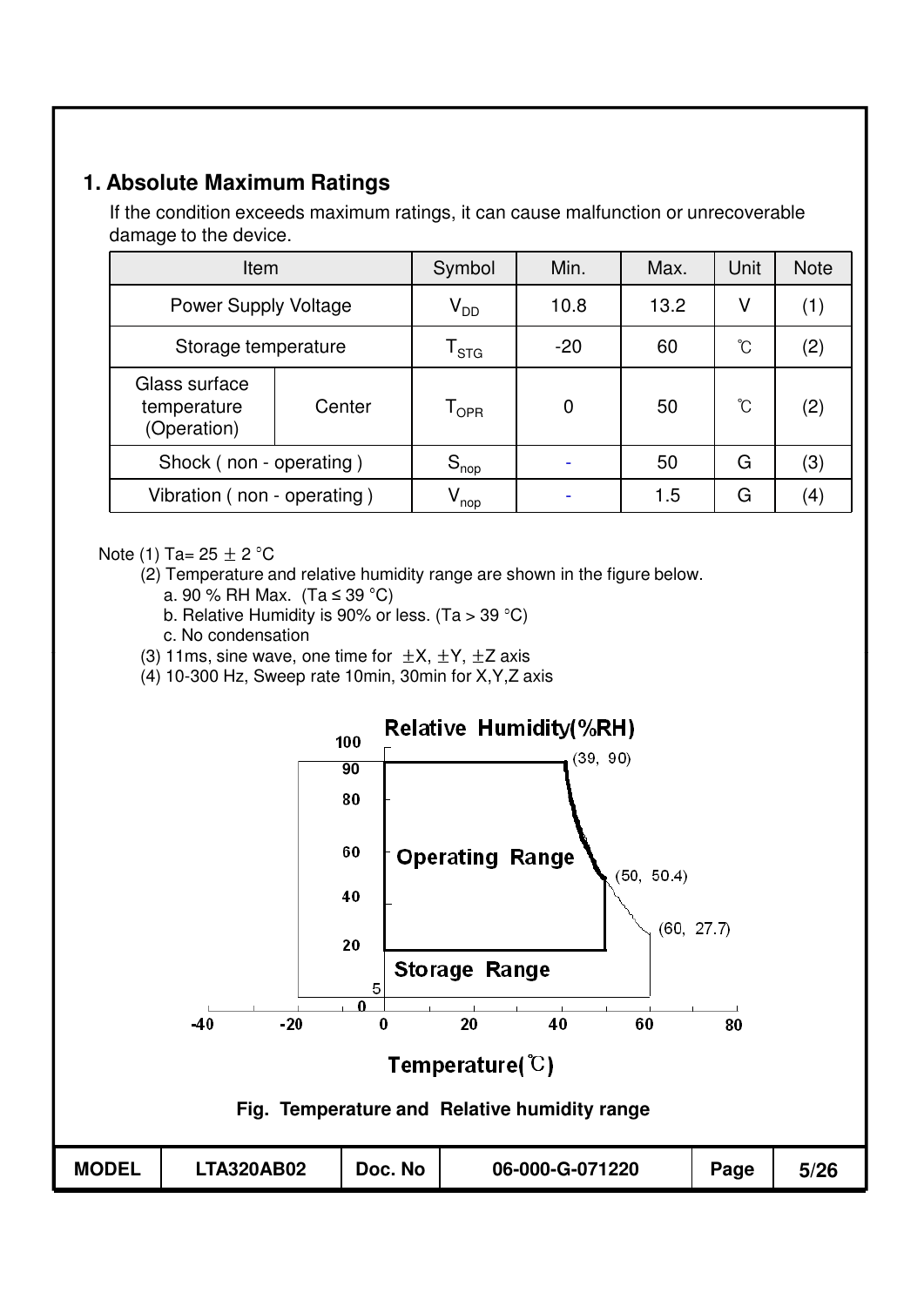## 1. Absolute Maximum Ratings

If the condition exceeds maximum ratings, it can cause malfunction or unrecoverable damage to the device.

| Item | | Symbol | Min. | Max. | Unit | Note |
|---|---|---|---|---|---|---|
| Power Supply Voltage | | $V_{DD}$ | 10.8 | 13.2 | V | (1) |
| Storage temperature | | $T_{STG}$ | -20 | 60 | ℃ | (2) |
| Glass surface temperature (Operation) | Center | $T_{OPR}$ | 0 | 50 | ℃ | (2) |
| Shock ( non - operating ) | | $S_{nop}$ | - | 50 | G | (3) |
| Vibration ( non - operating ) | | $V_{nop}$ | - | 1.5 | G | (4) |

Note (1) Ta= 25 ± 2 °C

(2) Temperature and relative humidity range are shown in the figure below.

a. 90 % RH Max. (Ta ≤ 39 °C)

b. Relative Humidity is 90% or less. (Ta > 39 °C)

c. No condensation

(3) 11ms, sine wave, one time for ±X, ±Y, ±Z axis

(4) 10-300 Hz, Sweep rate 10min, 30min for X,Y,Z axis

Fig. Temperature and Relative humidity range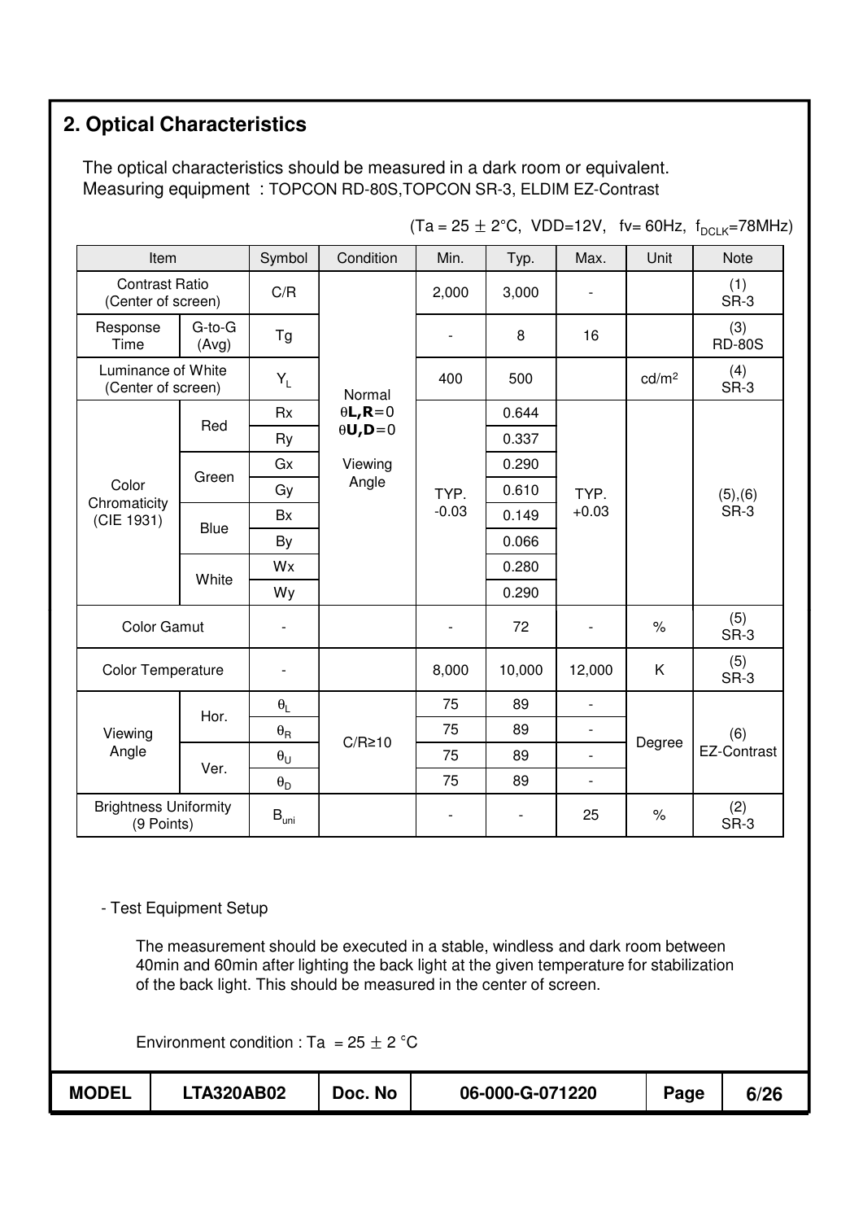## 2. Optical Characteristics

The optical characteristics should be measured in a dark room or equivalent.
Measuring equipment : TOPCON RD-80S,TOPCON SR-3, ELDIM EZ-Contrast

(Ta = 25 ± 2°C, VDD=12V, fv= 60Hz, $f_{DCLK}$=78MHz)

| Item | | Symbol | Condition | Min. | Typ. | Max. | Unit | Note |
|---|---|---|---|---|---|---|---|---|
| Contrast Ratio (Center of screen) | | C/R | Normal θL,R=0 θU,D=0 Viewing Angle | 2,000 | 3,000 | - | | (1) SR-3 |
| Response Time | G-to-G (Avg) | Tg | | - | 8 | 16 | | (3) RD-80S |
| Luminance of White (Center of screen) | | $Y_L$ | | 400 | 500 | | cd/m² | (4) SR-3 |
| Color Chromaticity (CIE 1931) | Red | Rx | | TYP. -0.03 | 0.644 | TYP. +0.03 | | (5),(6) SR-3 |
| | | Ry | | | 0.337 | | | |
| | Green | Gx | | | 0.290 | | | |
| | | Gy | | | 0.610 | | | |
| | Blue | Bx | | | 0.149 | | | |
| | | By | | | 0.066 | | | |
| | White | Wx | | | 0.280 | | | |
| | | Wy | | | 0.290 | | | |
| Color Gamut | | - | | - | 72 | - | % | (5) SR-3 |
| Color Temperature | | - | | 8,000 | 10,000 | 12,000 | K | (5) SR-3 |
| Viewing Angle | Hor. | $\theta_L$ | C/R≥10 | 75 | 89 | - | Degree | (6) EZ-Contrast |
| | | $\theta_R$ | | 75 | 89 | - | | |
| | Ver. | $\theta_U$ | | 75 | 89 | - | | |
| | | $\theta_D$ | | 75 | 89 | - | | |
| Brightness Uniformity (9 Points) | | $B_{uni}$ | | - | - | 25 | % | (2) SR-3 |

- Test Equipment Setup

The measurement should be executed in a stable, windless and dark room between 40min and 60min after lighting the back light at the given temperature for stabilization of the back light. This should be measured in the center of screen.

Environment condition : Ta = 25 ± 2 °C

| MODEL | LTA320AB02 | Doc. No | 06-000-G-071220 |
|---|---|---|---|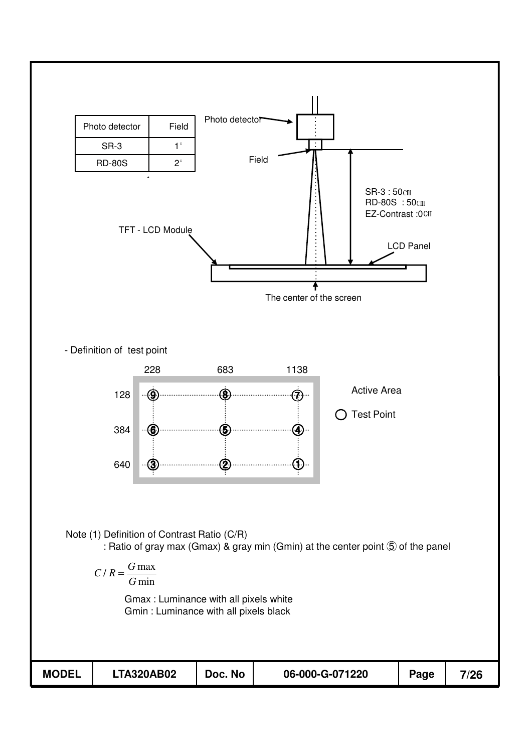| Photo detector | Field |
| --- | --- |
| SR-3 | 1° |
| RD-80S | 2° |

Photo detector

Field

SR-3 : 50㎝
RD-80S : 50㎝
EZ-Contrast :0㎝

TFT - LCD Module

LCD Panel

The center of the screen

- Definition of test point

|  | 228 | 683 | 1138 |
| --- | --- | --- | --- |
| 128 | ⑨ | ⑧ | ⑦ |
| 384 | ⑥ | ⑤ | ④ |
| 640 | ③ | ② | ① |

Active Area

○ Test Point

Note (1) Definition of Contrast Ratio (C/R)

: Ratio of gray max (Gmax) & gray min (Gmin) at the center point ⑤ of the panel

$$C/R = \frac{G\max}{G\min}$$

Gmax : Luminance with all pixels white
Gmin : Luminance with all pixels black

| MODEL | LTA320AB02 | Doc. No | 06-000-G-071220 |
| --- | --- | --- | --- |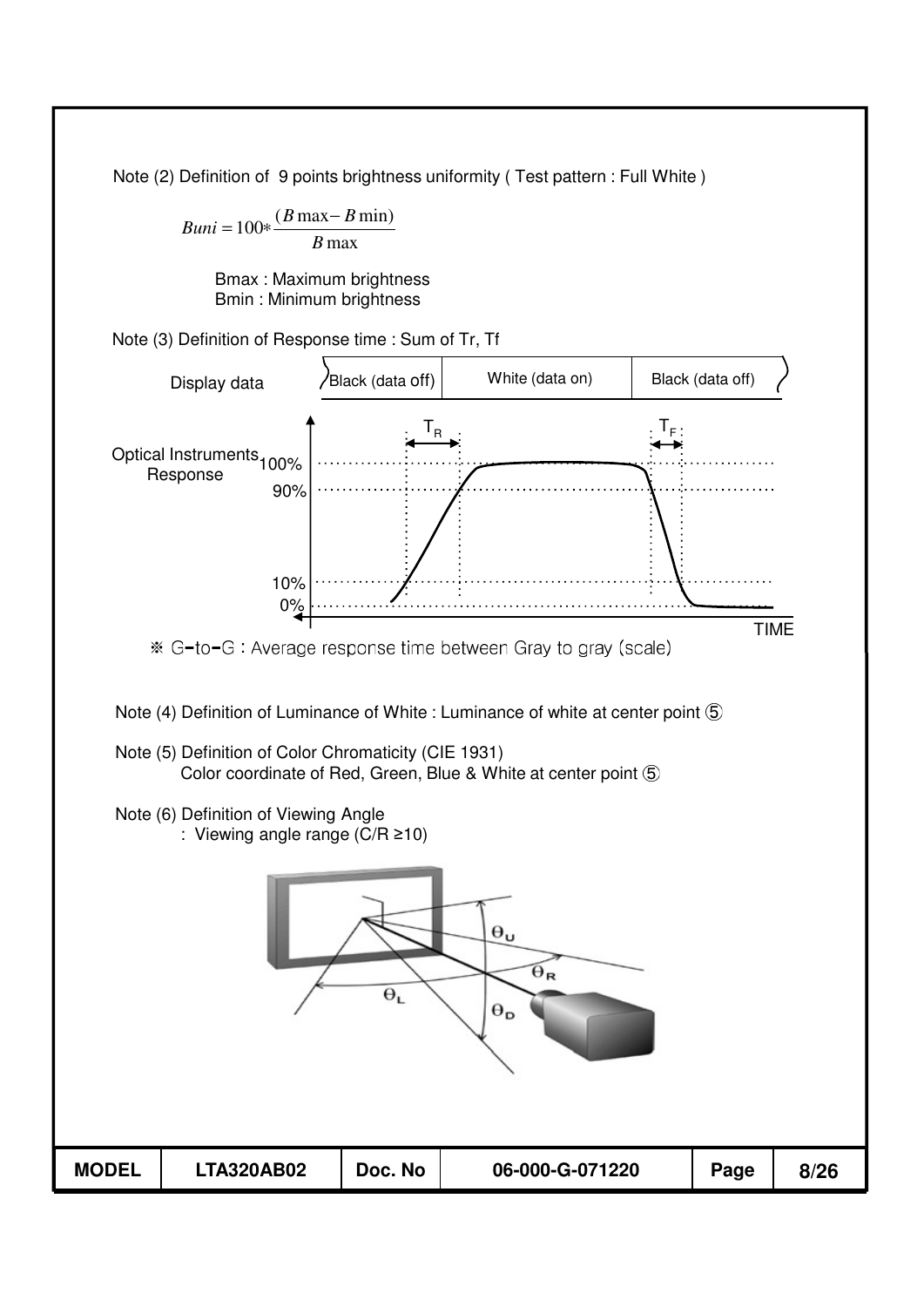Note (2) Definition of 9 points brightness uniformity ( Test pattern : Full White )

$$Buni = 100 * \frac{(B\max - B\min)}{B\max}$$

Bmax : Maximum brightness
Bmin : Minimum brightness

Note (3) Definition of Response time : Sum of Tr, Tf

※ G-to-G : Average response time between Gray to gray (scale)

Note (4) Definition of Luminance of White : Luminance of white at center point ⑤

Note (5) Definition of Color Chromaticity (CIE 1931)
Color coordinate of Red, Green, Blue & White at center point ⑤

Note (6) Definition of Viewing Angle
: Viewing angle range (C/R ≥10)

| MODEL | LTA320AB02 | Doc. No | 06-000-G-071220 |
| --- | --- | --- | --- |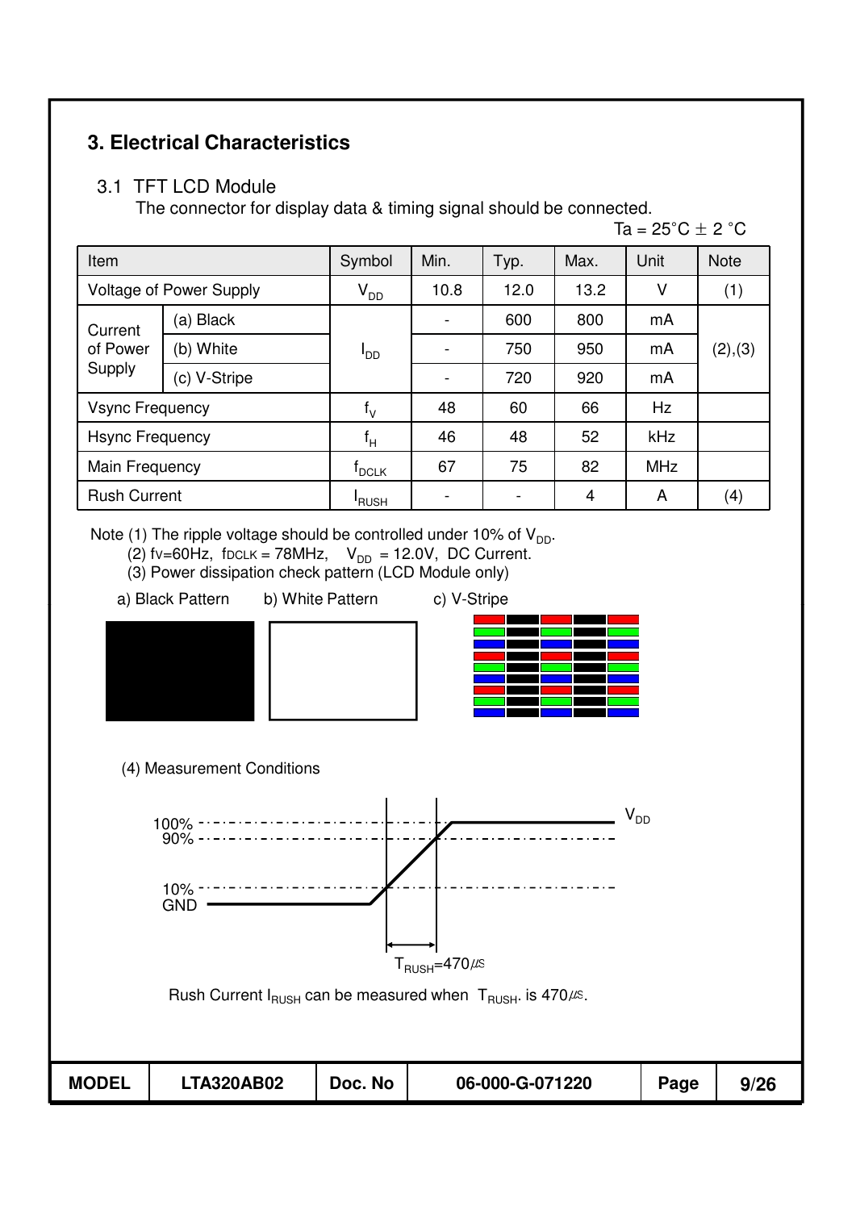## 3. Electrical Characteristics

### 3.1 TFT LCD Module

The connector for display data & timing signal should be connected.

Ta = 25°C ± 2 °C

| Item | | Symbol | Min. | Typ. | Max. | Unit | Note |
|---|---|---|---|---|---|---|---|
| Voltage of Power Supply | | $V_{DD}$ | 10.8 | 12.0 | 13.2 | V | (1) |
| Current of Power Supply | (a) Black | $I_{DD}$ | - | 600 | 800 | mA | (2),(3) |
| | (b) White | | - | 750 | 950 | mA | |
| | (c) V-Stripe | | - | 720 | 920 | mA | |
| Vsync Frequency | | $f_V$ | 48 | 60 | 66 | Hz | |
| Hsync Frequency | | $f_H$ | 46 | 48 | 52 | kHz | |
| Main Frequency | | $f_{DCLK}$ | 67 | 75 | 82 | MHz | |
| Rush Current | | $I_{RUSH}$ | - | - | 4 | A | (4) |

Note (1) The ripple voltage should be controlled under 10% of $V_{DD}$.

(2) fv=60Hz, fDCLK = 78MHz, $V_{DD}$ = 12.0V, DC Current.

(3) Power dissipation check pattern (LCD Module only)

a) Black Pattern   b) White Pattern   c) V-Stripe

(4) Measurement Conditions

100%, 90%, 10%, GND, $V_{DD}$

$T_{RUSH}$=470㎲

Rush Current $I_{RUSH}$ can be measured when $T_{RUSH}$. is 470㎲.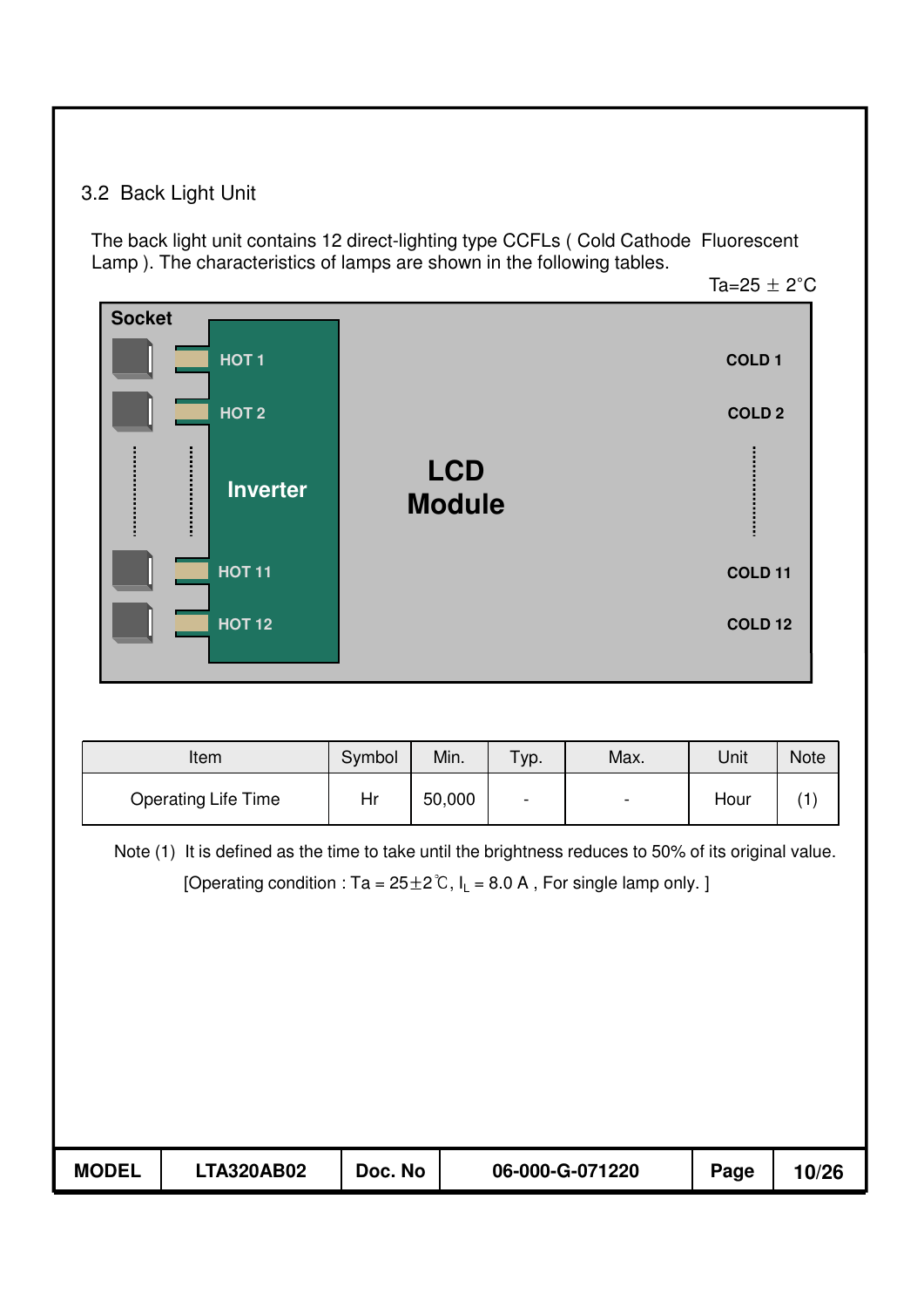### 3.2 Back Light Unit

The back light unit contains 12 direct-lighting type CCFLs ( Cold Cathode Fluorescent Lamp ). The characteristics of lamps are shown in the following tables.

Ta=25 ± 2°C

Socket

HOT 1 — COLD 1
HOT 2 — COLD 2
Inverter — LCD Module
HOT 11 — COLD 11
HOT 12 — COLD 12

| Item | Symbol | Min. | Typ. | Max. | Unit | Note |
|---|---|---|---|---|---|---|
| Operating Life Time | Hr | 50,000 | - | - | Hour | (1) |

Note (1) It is defined as the time to take until the brightness reduces to 50% of its original value.
[Operating condition : Ta = 25±2℃, $I_L$ = 8.0 A , For single lamp only. ]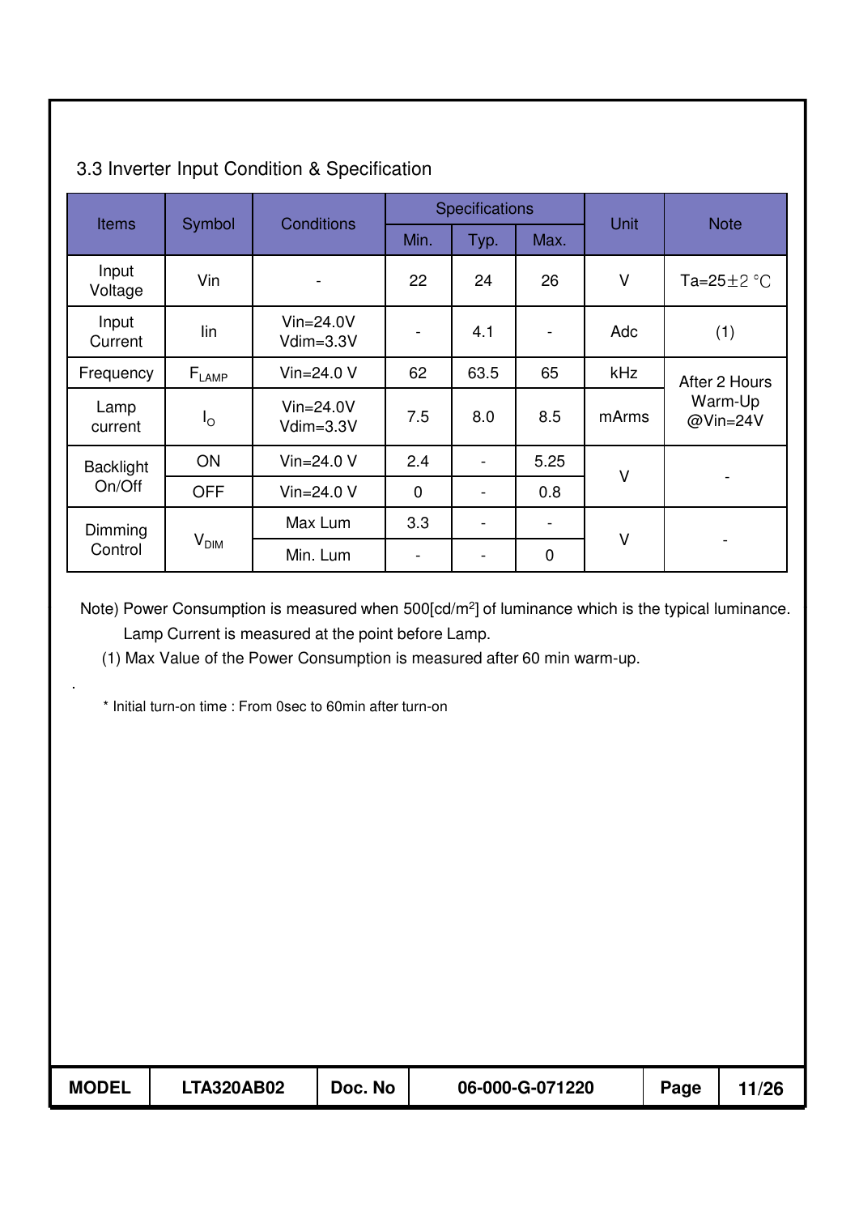## 3.3 Inverter Input Condition & Specification

| Items | Symbol | Conditions | Specifications | | | Unit | Note |
|---|---|---|---|---|---|---|---|
| | | | Min. | Typ. | Max. | | |
| Input Voltage | Vin | - | 22 | 24 | 26 | V | Ta=25±2 ℃ |
| Input Current | Iin | Vin=24.0V Vdim=3.3V | - | 4.1 | - | Adc | (1) |
| Frequency | $F_{LAMP}$ | Vin=24.0 V | 62 | 63.5 | 65 | kHz | After 2 Hours Warm-Up @Vin=24V |
| Lamp current | $I_O$ | Vin=24.0V Vdim=3.3V | 7.5 | 8.0 | 8.5 | mArms | |
| Backlight On/Off | ON | Vin=24.0 V | 2.4 | - | 5.25 | V | - |
| | OFF | Vin=24.0 V | 0 | - | 0.8 | | |
| Dimming Control | $V_{DIM}$ | Max Lum | 3.3 | - | - | V | - |
| | | Min. Lum | - | - | 0 | | |

Note) Power Consumption is measured when 500[cd/m$^2$] of luminance which is the typical luminance.
Lamp Current is measured at the point before Lamp.

(1) Max Value of the Power Consumption is measured after 60 min warm-up.

\* Initial turn-on time : From 0sec to 60min after turn-on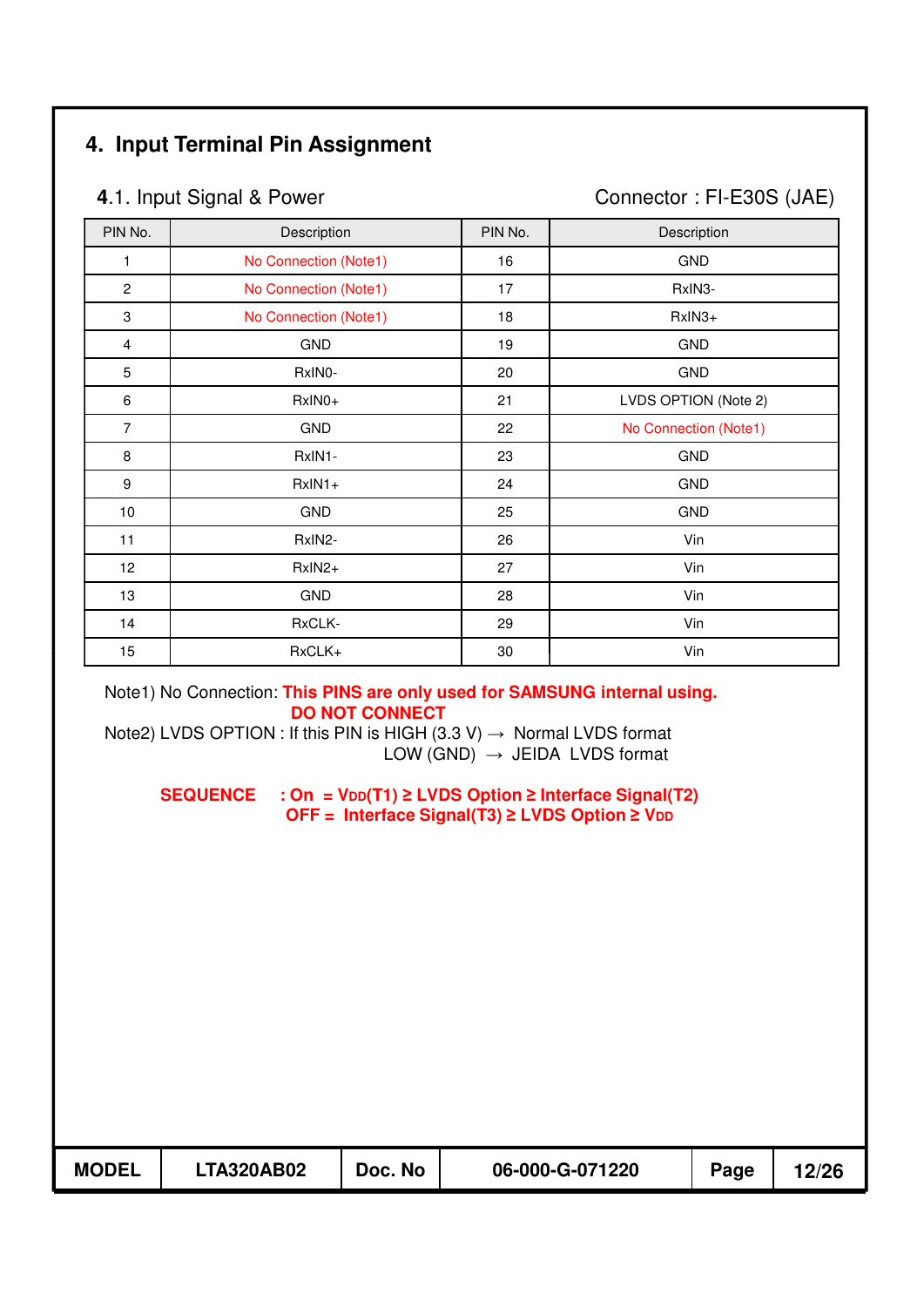## 4. Input Terminal Pin Assignment

### 4.1. Input Signal & Power

Connector : FI-E30S (JAE)

| PIN No. | Description | PIN No. | Description |
|---|---|---|---|
| 1 | No Connection (Note1) | 16 | GND |
| 2 | No Connection (Note1) | 17 | RxIN3- |
| 3 | No Connection (Note1) | 18 | RxIN3+ |
| 4 | GND | 19 | GND |
| 5 | RxIN0- | 20 | GND |
| 6 | RxIN0+ | 21 | LVDS OPTION (Note 2) |
| 7 | GND | 22 | No Connection (Note1) |
| 8 | RxIN1- | 23 | GND |
| 9 | RxIN1+ | 24 | GND |
| 10 | GND | 25 | GND |
| 11 | RxIN2- | 26 | Vin |
| 12 | RxIN2+ | 27 | Vin |
| 13 | GND | 28 | Vin |
| 14 | RxCLK- | 29 | Vin |
| 15 | RxCLK+ | 30 | Vin |

Note1) No Connection: **This PINS are only used for SAMSUNG internal using.**
**DO NOT CONNECT**

Note2) LVDS OPTION : If this PIN is HIGH (3.3 V) → Normal LVDS format
LOW (GND) → JEIDA LVDS format

**SEQUENCE : On = $V_{DD}$(T1) ≥ LVDS Option ≥ Interface Signal(T2)**
**OFF = Interface Signal(T3) ≥ LVDS Option ≥ $V_{DD}$**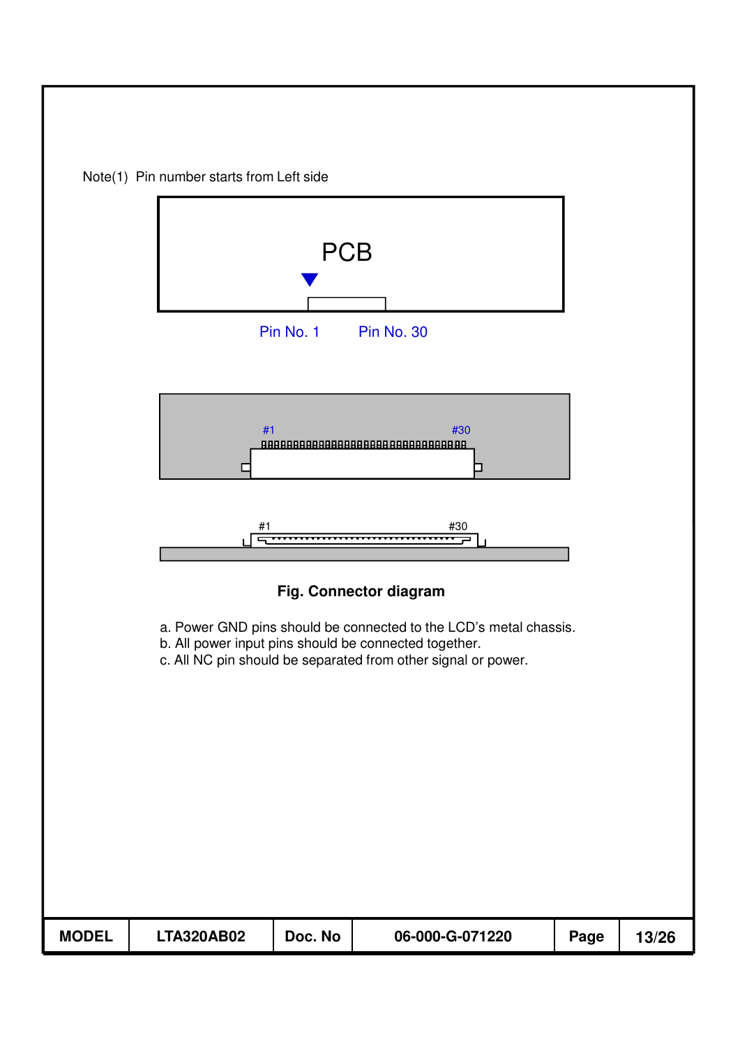Note(1) Pin number starts from Left side

PCB

Pin No. 1 Pin No. 30

#1 #30

#1 #30

**Fig. Connector diagram**

a. Power GND pins should be connected to the LCD's metal chassis.
b. All power input pins should be connected together.
c. All NC pin should be separated from other signal or power.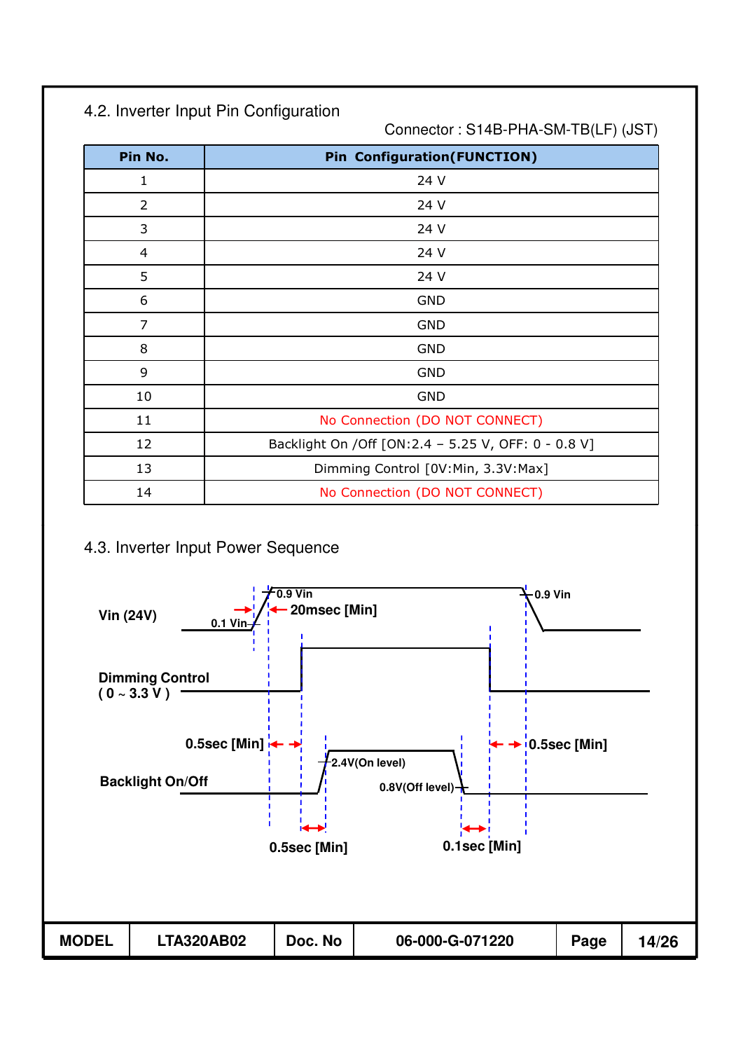4.2. Inverter Input Pin Configuration

Connector : S14B-PHA-SM-TB(LF) (JST)

| Pin No. | Pin Configuration(FUNCTION) |
|---|---|
| 1 | 24 V |
| 2 | 24 V |
| 3 | 24 V |
| 4 | 24 V |
| 5 | 24 V |
| 6 | GND |
| 7 | GND |
| 8 | GND |
| 9 | GND |
| 10 | GND |
| 11 | No Connection (DO NOT CONNECT) |
| 12 | Backlight On /Off [ON:2.4 – 5.25 V, OFF: 0 - 0.8 V] |
| 13 | Dimming Control [0V:Min, 3.3V:Max] |
| 14 | No Connection (DO NOT CONNECT) |

4.3. Inverter Input Power Sequence

Vin (24V)

0.1 Vin

0.9 Vin

20msec [Min]

0.9 Vin

Dimming Control
( 0 ~ 3.3 V )

0.5sec [Min]

0.5sec [Min]

Backlight On/Off

2.4V(On level)

0.8V(Off level)

0.5sec [Min]

0.1sec [Min]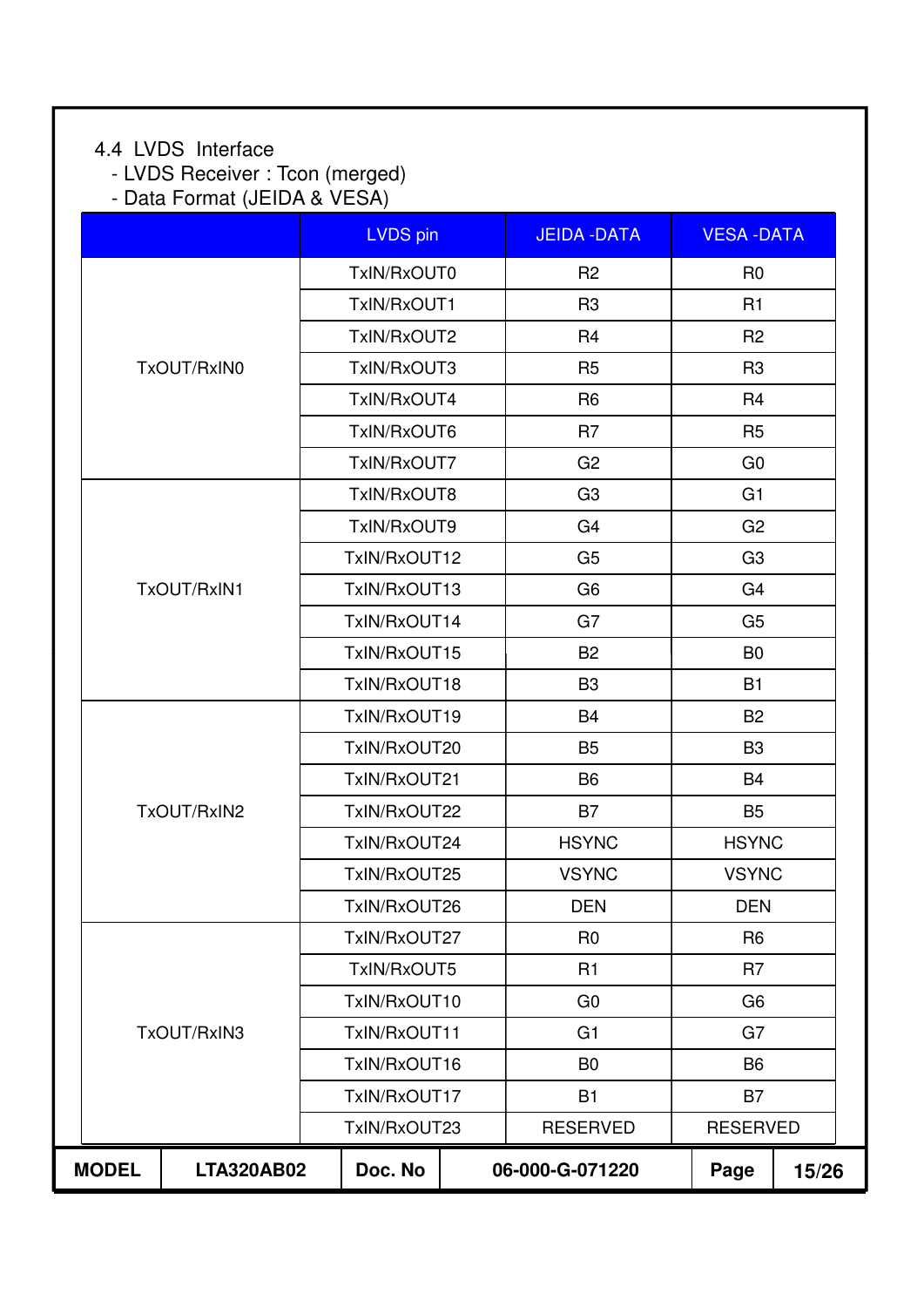### 4.4 LVDS Interface

- LVDS Receiver : Tcon (merged)
- Data Format (JEIDA & VESA)

| | LVDS pin | JEIDA -DATA | VESA -DATA |
|---|---|---|---|
| TxOUT/RxIN0 | TxIN/RxOUT0 | R2 | R0 |
| | TxIN/RxOUT1 | R3 | R1 |
| | TxIN/RxOUT2 | R4 | R2 |
| | TxIN/RxOUT3 | R5 | R3 |
| | TxIN/RxOUT4 | R6 | R4 |
| | TxIN/RxOUT6 | R7 | R5 |
| | TxIN/RxOUT7 | G2 | G0 |
| TxOUT/RxIN1 | TxIN/RxOUT8 | G3 | G1 |
| | TxIN/RxOUT9 | G4 | G2 |
| | TxIN/RxOUT12 | G5 | G3 |
| | TxIN/RxOUT13 | G6 | G4 |
| | TxIN/RxOUT14 | G7 | G5 |
| | TxIN/RxOUT15 | B2 | B0 |
| | TxIN/RxOUT18 | B3 | B1 |
| TxOUT/RxIN2 | TxIN/RxOUT19 | B4 | B2 |
| | TxIN/RxOUT20 | B5 | B3 |
| | TxIN/RxOUT21 | B6 | B4 |
| | TxIN/RxOUT22 | B7 | B5 |
| | TxIN/RxOUT24 | HSYNC | HSYNC |
| | TxIN/RxOUT25 | VSYNC | VSYNC |
| | TxIN/RxOUT26 | DEN | DEN |
| TxOUT/RxIN3 | TxIN/RxOUT27 | R0 | R6 |
| | TxIN/RxOUT5 | R1 | R7 |
| | TxIN/RxOUT10 | G0 | G6 |
| | TxIN/RxOUT11 | G1 | G7 |
| | TxIN/RxOUT16 | B0 | B6 |
| | TxIN/RxOUT17 | B1 | B7 |
| | TxIN/RxOUT23 | RESERVED | RESERVED |

| MODEL | LTA320AB02 | Doc. No | 06-000-G-071220 |
|---|---|---|---|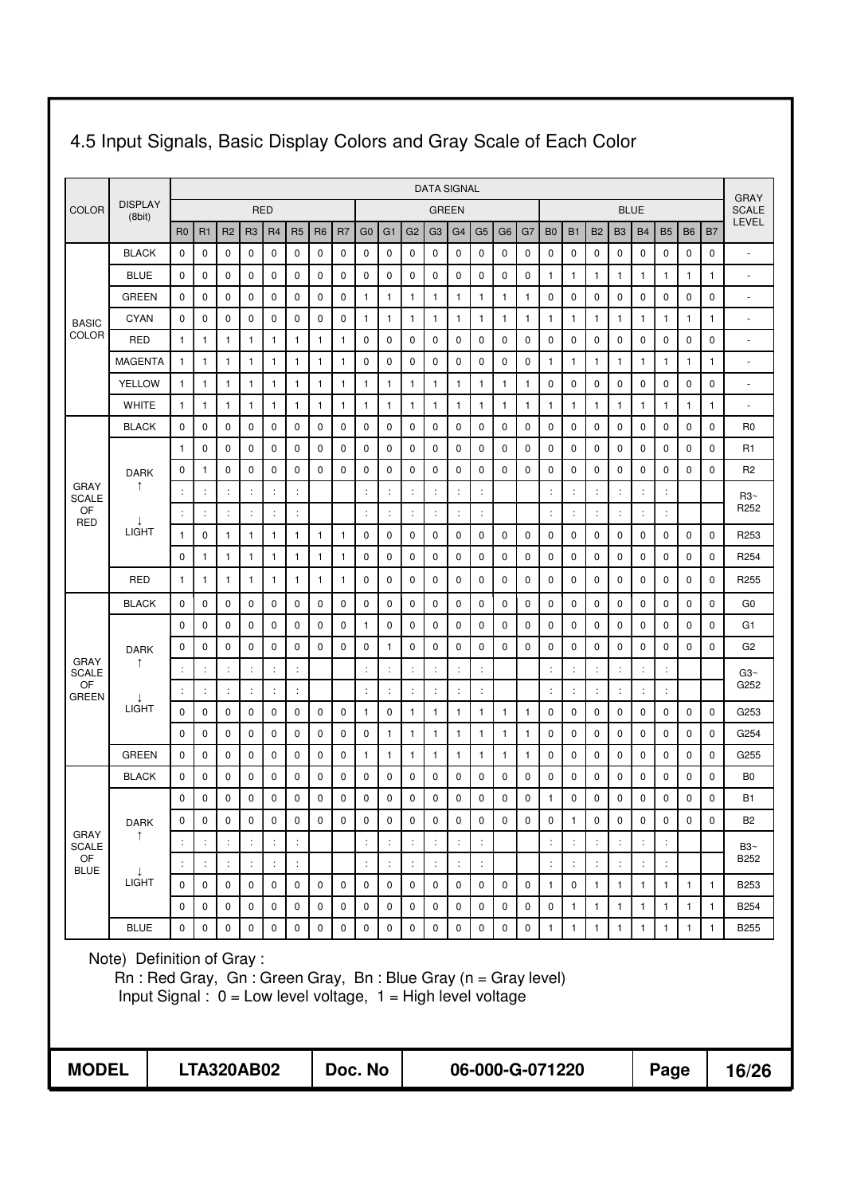# 4.5 Input Signals, Basic Display Colors and Gray Scale of Each Color

| COLOR | DISPLAY (8bit) | DATA SIGNAL RED | | | | | | | | GREEN | | | | | | | | BLUE | | | | | | | | GRAY SCALE LEVEL |
|---|---|---|---|---|---|---|---|---|---|---|---|---|---|---|---|---|---|---|---|---|---|---|---|---|---|---|
| | | R0 | R1 | R2 | R3 | R4 | R5 | R6 | R7 | G0 | G1 | G2 | G3 | G4 | G5 | G6 | G7 | B0 | B1 | B2 | B3 | B4 | B5 | B6 | B7 | |
| BASIC COLOR | BLACK | 0 | 0 | 0 | 0 | 0 | 0 | 0 | 0 | 0 | 0 | 0 | 0 | 0 | 0 | 0 | 0 | 0 | 0 | 0 | 0 | 0 | 0 | 0 | 0 | - |
| | BLUE | 0 | 0 | 0 | 0 | 0 | 0 | 0 | 0 | 0 | 0 | 0 | 0 | 0 | 0 | 0 | 0 | 1 | 1 | 1 | 1 | 1 | 1 | 1 | 1 | - |
| | GREEN | 0 | 0 | 0 | 0 | 0 | 0 | 0 | 0 | 1 | 1 | 1 | 1 | 1 | 1 | 1 | 1 | 0 | 0 | 0 | 0 | 0 | 0 | 0 | 0 | - |
| | CYAN | 0 | 0 | 0 | 0 | 0 | 0 | 0 | 0 | 1 | 1 | 1 | 1 | 1 | 1 | 1 | 1 | 1 | 1 | 1 | 1 | 1 | 1 | 1 | 1 | - |
| | RED | 1 | 1 | 1 | 1 | 1 | 1 | 1 | 1 | 0 | 0 | 0 | 0 | 0 | 0 | 0 | 0 | 0 | 0 | 0 | 0 | 0 | 0 | 0 | 0 | - |
| | MAGENTA | 1 | 1 | 1 | 1 | 1 | 1 | 1 | 1 | 0 | 0 | 0 | 0 | 0 | 0 | 0 | 0 | 1 | 1 | 1 | 1 | 1 | 1 | 1 | 1 | - |
| | YELLOW | 1 | 1 | 1 | 1 | 1 | 1 | 1 | 1 | 1 | 1 | 1 | 1 | 1 | 1 | 1 | 1 | 0 | 0 | 0 | 0 | 0 | 0 | 0 | 0 | - |
| | WHITE | 1 | 1 | 1 | 1 | 1 | 1 | 1 | 1 | 1 | 1 | 1 | 1 | 1 | 1 | 1 | 1 | 1 | 1 | 1 | 1 | 1 | 1 | 1 | 1 | - |
| GRAY SCALE OF RED | BLACK | 0 | 0 | 0 | 0 | 0 | 0 | 0 | 0 | 0 | 0 | 0 | 0 | 0 | 0 | 0 | 0 | 0 | 0 | 0 | 0 | 0 | 0 | 0 | 0 | R0 |
| | | 1 | 0 | 0 | 0 | 0 | 0 | 0 | 0 | 0 | 0 | 0 | 0 | 0 | 0 | 0 | 0 | 0 | 0 | 0 | 0 | 0 | 0 | 0 | 0 | R1 |
| | DARK | 0 | 1 | 0 | 0 | 0 | 0 | 0 | 0 | 0 | 0 | 0 | 0 | 0 | 0 | 0 | 0 | 0 | 0 | 0 | 0 | 0 | 0 | 0 | 0 | R2 |
| | ↑ | : | : | : | : | : | : | | | : | : | : | : | : | : | | | : | : | : | : | : | : | | | R3~ R252 |
| | ↓ | : | : | : | : | : | : | | | : | : | : | : | : | : | | | : | : | : | : | : | : | | | |
| | LIGHT | 1 | 0 | 1 | 1 | 1 | 1 | 1 | 1 | 0 | 0 | 0 | 0 | 0 | 0 | 0 | 0 | 0 | 0 | 0 | 0 | 0 | 0 | 0 | 0 | R253 |
| | | 0 | 1 | 1 | 1 | 1 | 1 | 1 | 1 | 0 | 0 | 0 | 0 | 0 | 0 | 0 | 0 | 0 | 0 | 0 | 0 | 0 | 0 | 0 | 0 | R254 |
| | RED | 1 | 1 | 1 | 1 | 1 | 1 | 1 | 1 | 0 | 0 | 0 | 0 | 0 | 0 | 0 | 0 | 0 | 0 | 0 | 0 | 0 | 0 | 0 | 0 | R255 |
| GRAY SCALE OF GREEN | BLACK | 0 | 0 | 0 | 0 | 0 | 0 | 0 | 0 | 0 | 0 | 0 | 0 | 0 | 0 | 0 | 0 | 0 | 0 | 0 | 0 | 0 | 0 | 0 | 0 | G0 |
| | | 0 | 0 | 0 | 0 | 0 | 0 | 0 | 0 | 1 | 0 | 0 | 0 | 0 | 0 | 0 | 0 | 0 | 0 | 0 | 0 | 0 | 0 | 0 | 0 | G1 |
| | DARK | 0 | 0 | 0 | 0 | 0 | 0 | 0 | 0 | 0 | 1 | 0 | 0 | 0 | 0 | 0 | 0 | 0 | 0 | 0 | 0 | 0 | 0 | 0 | 0 | G2 |
| | ↑ | : | : | : | : | : | : | | | : | : | : | : | : | : | | | : | : | : | : | : | : | | | G3~ G252 |
| | ↓ | : | : | : | : | : | : | | | : | : | : | : | : | : | | | : | : | : | : | : | : | | | |
| | LIGHT | 0 | 0 | 0 | 0 | 0 | 0 | 0 | 0 | 1 | 0 | 1 | 1 | 1 | 1 | 1 | 1 | 0 | 0 | 0 | 0 | 0 | 0 | 0 | 0 | G253 |
| | | 0 | 0 | 0 | 0 | 0 | 0 | 0 | 0 | 0 | 1 | 1 | 1 | 1 | 1 | 1 | 1 | 0 | 0 | 0 | 0 | 0 | 0 | 0 | 0 | G254 |
| | GREEN | 0 | 0 | 0 | 0 | 0 | 0 | 0 | 0 | 1 | 1 | 1 | 1 | 1 | 1 | 1 | 1 | 0 | 0 | 0 | 0 | 0 | 0 | 0 | 0 | G255 |
| GRAY SCALE OF BLUE | BLACK | 0 | 0 | 0 | 0 | 0 | 0 | 0 | 0 | 0 | 0 | 0 | 0 | 0 | 0 | 0 | 0 | 0 | 0 | 0 | 0 | 0 | 0 | 0 | 0 | B0 |
| | | 0 | 0 | 0 | 0 | 0 | 0 | 0 | 0 | 0 | 0 | 0 | 0 | 0 | 0 | 0 | 0 | 1 | 0 | 0 | 0 | 0 | 0 | 0 | 0 | B1 |
| | DARK | 0 | 0 | 0 | 0 | 0 | 0 | 0 | 0 | 0 | 0 | 0 | 0 | 0 | 0 | 0 | 0 | 0 | 1 | 0 | 0 | 0 | 0 | 0 | 0 | B2 |
| | ↑ | : | : | : | : | : | : | | | : | : | : | : | : | : | | | : | : | : | : | : | : | | | B3~ B252 |
| | ↓ | : | : | : | : | : | : | | | : | : | : | : | : | : | | | : | : | : | : | : | : | | | |
| | LIGHT | 0 | 0 | 0 | 0 | 0 | 0 | 0 | 0 | 0 | 0 | 0 | 0 | 0 | 0 | 0 | 0 | 1 | 0 | 1 | 1 | 1 | 1 | 1 | 1 | B253 |
| | | 0 | 0 | 0 | 0 | 0 | 0 | 0 | 0 | 0 | 0 | 0 | 0 | 0 | 0 | 0 | 0 | 0 | 1 | 1 | 1 | 1 | 1 | 1 | 1 | B254 |
| | BLUE | 0 | 0 | 0 | 0 | 0 | 0 | 0 | 0 | 0 | 0 | 0 | 0 | 0 | 0 | 0 | 0 | 1 | 1 | 1 | 1 | 1 | 1 | 1 | 1 | B255 |

Note) Definition of Gray :

Rn : Red Gray, Gn : Green Gray, Bn : Blue Gray (n = Gray level)

Input Signal : 0 = Low level voltage, 1 = High level voltage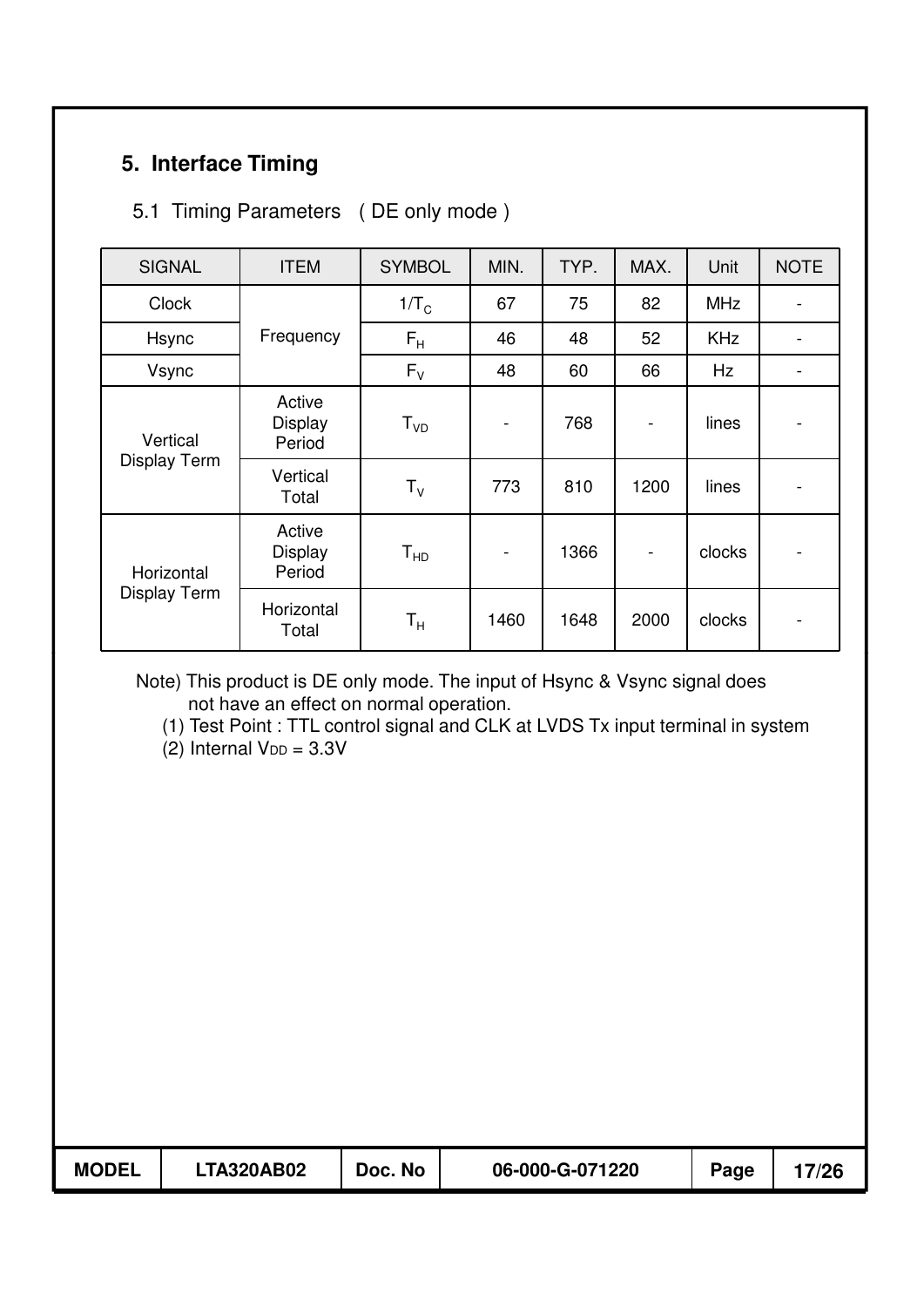## 5. Interface Timing

### 5.1 Timing Parameters ( DE only mode )

| SIGNAL | ITEM | SYMBOL | MIN. | TYP. | MAX. | Unit | NOTE |
|---|---|---|---|---|---|---|---|
| Clock | Frequency | $1/T_C$ | 67 | 75 | 82 | MHz | - |
| Hsync | | $F_H$ | 46 | 48 | 52 | KHz | - |
| Vsync | | $F_V$ | 48 | 60 | 66 | Hz | - |
| Vertical Display Term | Active Display Period | $T_{VD}$ | - | 768 | - | lines | - |
| | Vertical Total | $T_V$ | 773 | 810 | 1200 | lines | - |
| Horizontal Display Term | Active Display Period | $T_{HD}$ | - | 1366 | - | clocks | - |
| | Horizontal Total | $T_H$ | 1460 | 1648 | 2000 | clocks | - |

Note) This product is DE only mode. The input of Hsync & Vsync signal does not have an effect on normal operation.

(1) Test Point : TTL control signal and CLK at LVDS Tx input terminal in system

(2) Internal $V_{DD}$ = 3.3V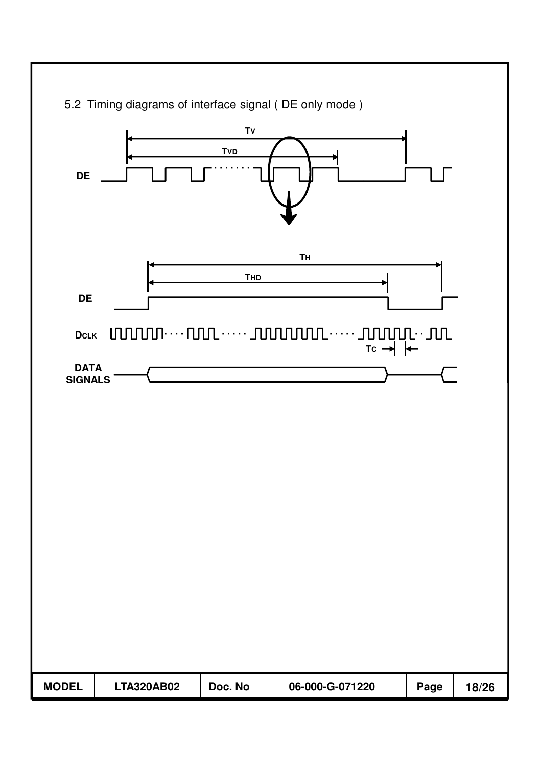## 5.2 Timing diagrams of interface signal ( DE only mode )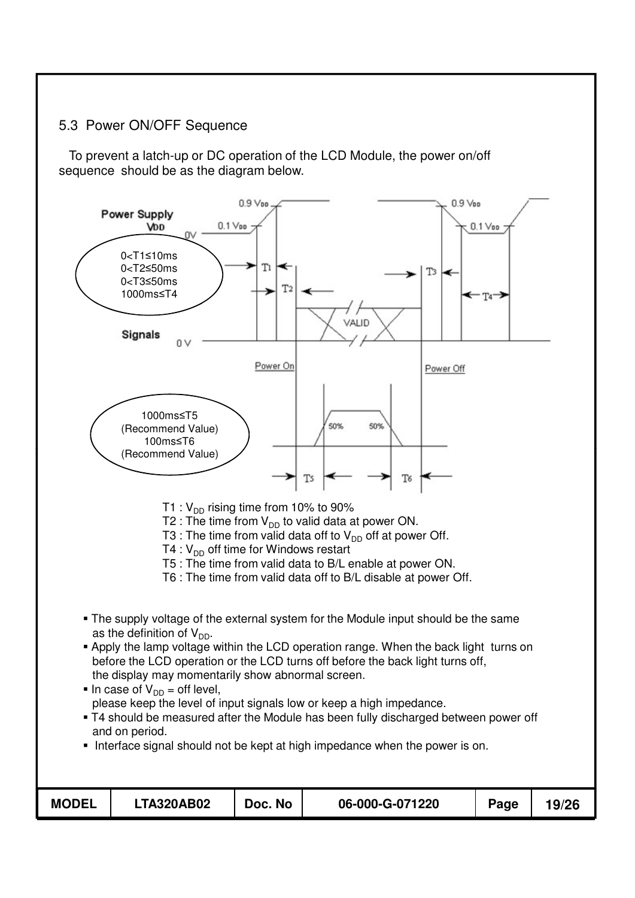## 5.3 Power ON/OFF Sequence

To prevent a latch-up or DC operation of the LCD Module, the power on/off sequence should be as the diagram below.

Power Supply $V_{DD}$: 0.9 $V_{DD}$, 0.1 $V_{DD}$, 0V

0<T1≤10ms
0<T2≤50ms
0<T3≤50ms
1000ms≤T4

Signals 0 V — VALID — Power On — Power Off

50% 50%

1000ms≤T5 (Recommend Value)
100ms≤T6 (Recommend Value)

T1 : $V_{DD}$ rising time from 10% to 90%
T2 : The time from $V_{DD}$ to valid data at power ON.
T3 : The time from valid data off to $V_{DD}$ off at power Off.
T4 : $V_{DD}$ off time for Windows restart
T5 : The time from valid data to B/L enable at power ON.
T6 : The time from valid data off to B/L disable at power Off.

- The supply voltage of the external system for the Module input should be the same as the definition of $V_{DD}$.
- Apply the lamp voltage within the LCD operation range. When the back light turns on before the LCD operation or the LCD turns off before the back light turns off, the display may momentarily show abnormal screen.
- In case of $V_{DD}$ = off level, please keep the level of input signals low or keep a high impedance.
- T4 should be measured after the Module has been fully discharged between power off and on period.
- Interface signal should not be kept at high impedance when the power is on.

| MODEL | LTA320AB02 | Doc. No | 06-000-G-071220 | Page | 19/26 |
|---|---|---|---|---|---|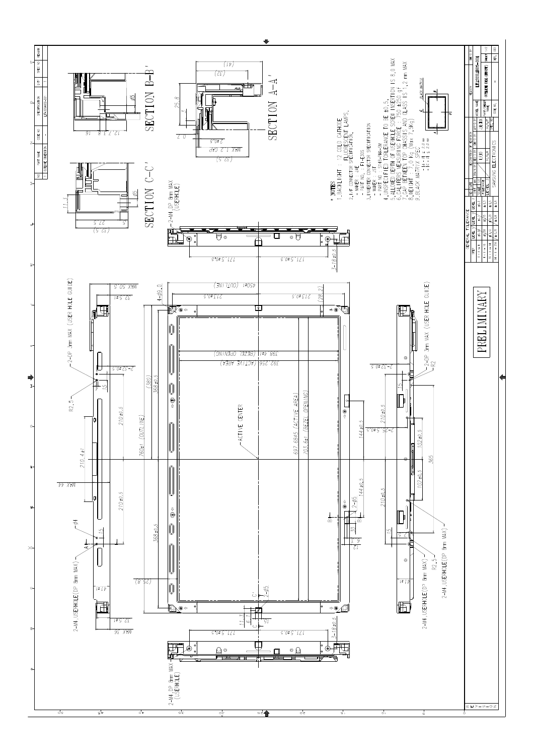* NOTES
1. BACKLIGHT : 12 COLD CATHODE FLUORESCENT LAMPS.
2. I/F CONNECTOR SPECIFICATION
   - MAKER : JAE
   - PART NO. : FI-E30S
3. INVERTER CONNECTOR SPECIFICATION
   - MAKER : JST
   - PART NO. : S14B-PHA-SM
4. UNSPECIFIED TOLERANCE TO BE ±0.5
5. ALLOWED DEPTH OF USERHOLE SCREW INSERTION IS 8.0 MAX
6. CALIPERS MEASURING FORCE : 750 ±250 gf
7. GAP BETWEEN TOP CHASSIS AND CLASS IS 1.2 mm MAX
8. WEIGHT : 7.0 Kg (Max 7.5Kg)
9. BLACK MATRIX SPEC
   - |A-B| ≤ 2.0 mm
   - |C-D| ≤ 2.0 mm

SECTION A-A'

SECTION B-B'

SECTION C-C'

PRELIMINARY

SAMSUNG ELECTRONICS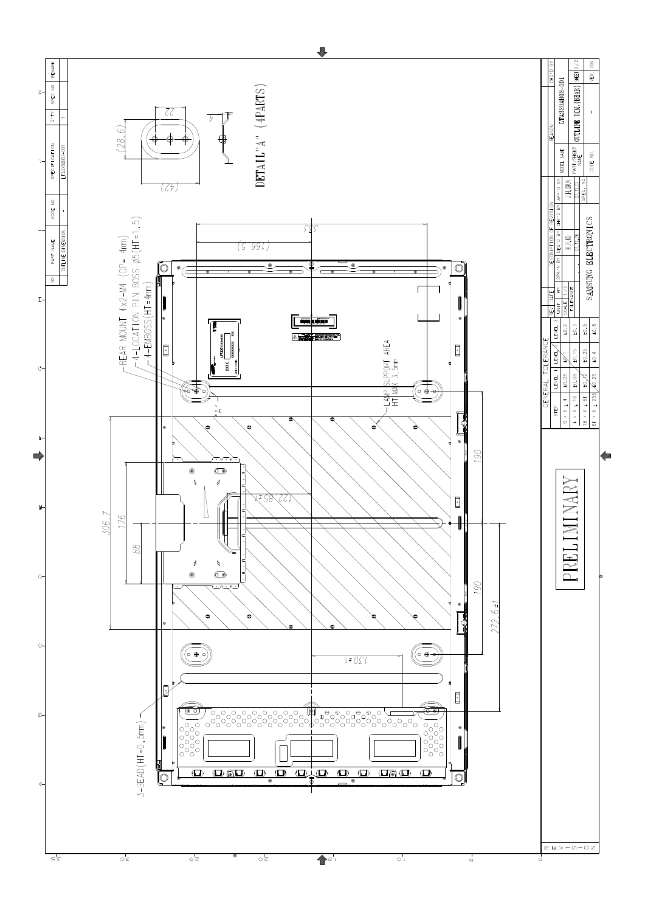| NO | PART NAME | CODE NO | SPECIFICATION | Q'TY | SPEC. NO | REMARK |
|---|---|---|---|---|---|---|
| | OUTLINE DIMENSION | - | LTA320AB02-001 | 1 | | |

DETAIL "A" (4PARTS)

(28.6)

22

(42)

4

REAR MOUNT 4x2-M4 (DP= 4mm)

4-LOCATION PIN BOSS φ5(HT=1.5)

4-EMBOSS(HT=4mm)

'A'

LAMP SUPPORT AREA
HT MAX 3.5mm

3-BEAD(HT=0.5mm)

333

(166.5)

306.7

176

88

122.85±1

190

190

272.6±1

130±1

PRELIMINARY

| GENERAL TOLERANCE | | | |
|---|---|---|---|
| STEP | LEVEL 1 | LEVEL 2 | LEVEL 3 |
| 0 < X ≤ 4 | ±0.05 | ±0.1 | ±0.2 |
| 4 < X ≤ 16 | ±0.08 | ±0.15 | ±0.3 |
| 16 < X ≤ 64 | ±0.12 | ±0.25 | ±0.5 |
| 64 < X ≤ 256 | ±0.25 | ±0.4 | ±0.8 |

| REV | DATE | DESCRIPTION OF REVISION | | | REASON | | CHK'D BY |
|---|---|---|---|---|---|---|---|
| UNIT | mm | DRA'N BY | DES'D BY | CHK'D BY | APP'D BY | MODEL NAME | LTA320AB02-001 |
| SCALE | 1/2 | | K.B.KO | | J.H.HN | PART/SHEET NAME | OUTLINE DIM.(REAR) SHEET 2/2 |
| FILE NAME | | | 02.10.25 | | 02.10.25 | SPEC. NO | |
| SAMSUNG ELECTRONICS | | | | | | CODE NO. | - VER. 000 |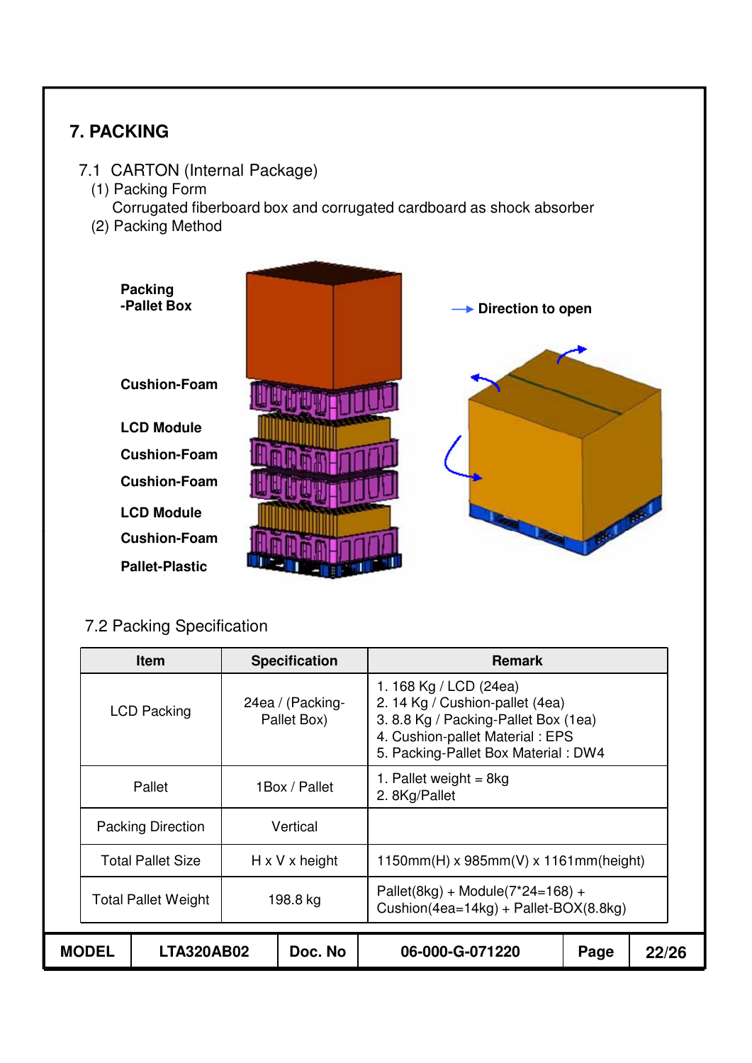# 7. PACKING

## 7.1 CARTON (Internal Package)

(1) Packing Form

Corrugated fiberboard box and corrugated cardboard as shock absorber

(2) Packing Method

**Packing -Pallet Box**

**Cushion-Foam**

**LCD Module**

**Cushion-Foam**

**Cushion-Foam**

**LCD Module**

**Cushion-Foam**

**Pallet-Plastic**

**Direction to open**

## 7.2 Packing Specification

| Item | Specification | Remark |
|---|---|---|
| LCD Packing | 24ea / (Packing-Pallet Box) | 1. 168 Kg / LCD (24ea)<br>2. 14 Kg / Cushion-pallet (4ea)<br>3. 8.8 Kg / Packing-Pallet Box (1ea)<br>4. Cushion-pallet Material : EPS<br>5. Packing-Pallet Box Material : DW4 |
| Pallet | 1Box / Pallet | 1. Pallet weight = 8kg<br>2. 8Kg/Pallet |
| Packing Direction | Vertical | |
| Total Pallet Size | H x V x height | 1150mm(H) x 985mm(V) x 1161mm(height) |
| Total Pallet Weight | 198.8 kg | Pallet(8kg) + Module(7*24=168) + Cushion(4ea=14kg) + Pallet-BOX(8.8kg) |

| MODEL | LTA320AB02 | Doc. No | 06-000-G-071220 | Page | 22/26 |
|---|---|---|---|---|---|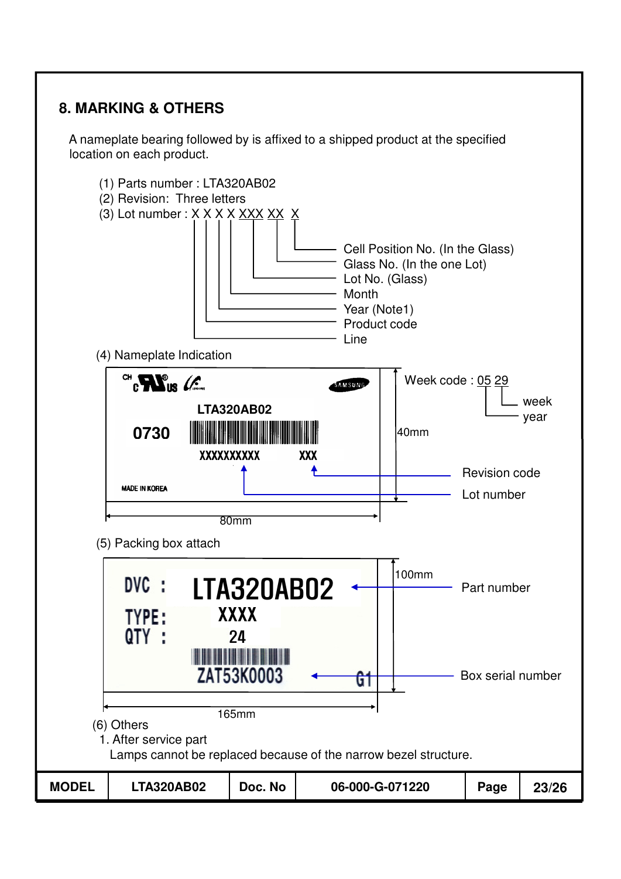## 8. MARKING & OTHERS

A nameplate bearing followed by is affixed to a shipped product at the specified location on each product.

(1) Parts number : LTA320AB02

(2) Revision: Three letters

(3) Lot number : X X X X XXX XX X

- Cell Position No. (In the Glass)
- Glass No. (In the one Lot)
- Lot No. (Glass)
- Month
- Year (Note1)
- Product code
- Line

(4) Nameplate Indication

LTA320AB02

0730

XXXXXXXXXX XXX

MADE IN KOREA

Week code : 05 29

- week
- year

40mm

80mm

Revision code

Lot number

(5) Packing box attach

DVC : LTA320AB02

TYPE: XXXX

QTY : 24

ZAT53K0003 G1

100mm

165mm

Part number

Box serial number

(6) Others

1. After service part

   Lamps cannot be replaced because of the narrow bezel structure.

| MODEL | LTA320AB02 | Doc. No | 06-000-G-071220 | Page | 23/26 |
|---|---|---|---|---|---|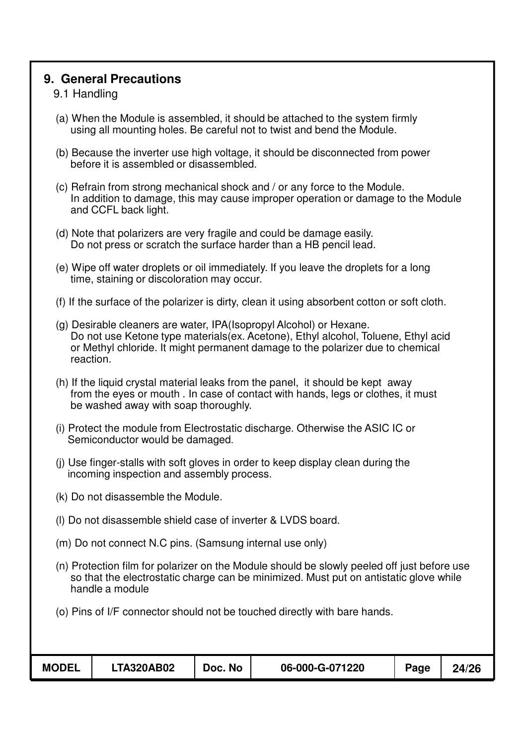## 9. General Precautions

### 9.1 Handling

(a) When the Module is assembled, it should be attached to the system firmly using all mounting holes. Be careful not to twist and bend the Module.

(b) Because the inverter use high voltage, it should be disconnected from power before it is assembled or disassembled.

(c) Refrain from strong mechanical shock and / or any force to the Module. In addition to damage, this may cause improper operation or damage to the Module and CCFL back light.

(d) Note that polarizers are very fragile and could be damage easily. Do not press or scratch the surface harder than a HB pencil lead.

(e) Wipe off water droplets or oil immediately. If you leave the droplets for a long time, staining or discoloration may occur.

(f) If the surface of the polarizer is dirty, clean it using absorbent cotton or soft cloth.

(g) Desirable cleaners are water, IPA(Isopropyl Alcohol) or Hexane. Do not use Ketone type materials(ex. Acetone), Ethyl alcohol, Toluene, Ethyl acid or Methyl chloride. It might permanent damage to the polarizer due to chemical reaction.

(h) If the liquid crystal material leaks from the panel, it should be kept away from the eyes or mouth . In case of contact with hands, legs or clothes, it must be washed away with soap thoroughly.

(i) Protect the module from Electrostatic discharge. Otherwise the ASIC IC or Semiconductor would be damaged.

(j) Use finger-stalls with soft gloves in order to keep display clean during the incoming inspection and assembly process.

(k) Do not disassemble the Module.

(l) Do not disassemble shield case of inverter & LVDS board.

(m) Do not connect N.C pins. (Samsung internal use only)

(n) Protection film for polarizer on the Module should be slowly peeled off just before use so that the electrostatic charge can be minimized. Must put on antistatic glove while handle a module

(o) Pins of I/F connector should not be touched directly with bare hands.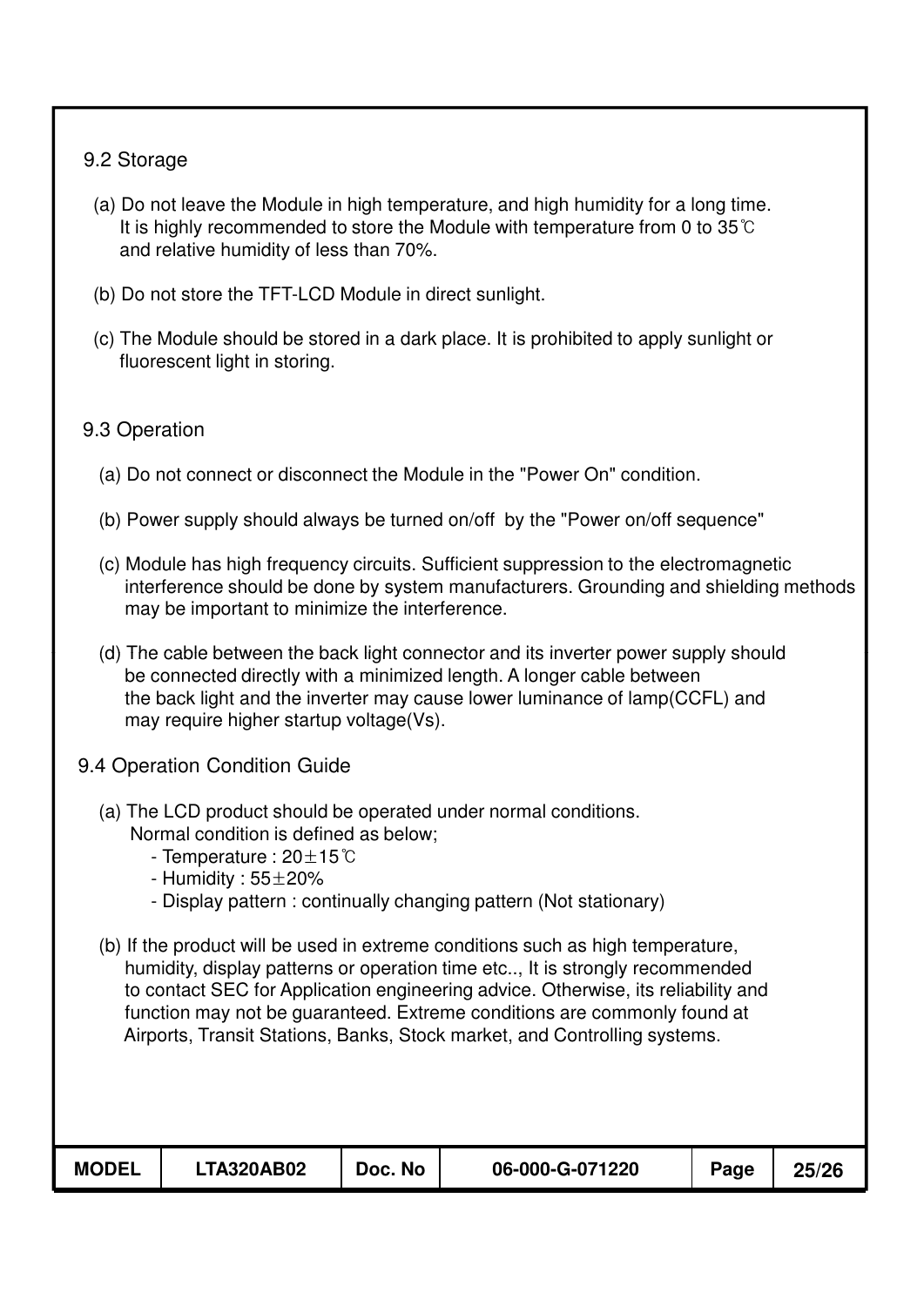### 9.2 Storage

(a) Do not leave the Module in high temperature, and high humidity for a long time. It is highly recommended to store the Module with temperature from 0 to 35℃ and relative humidity of less than 70%.

(b) Do not store the TFT-LCD Module in direct sunlight.

(c) The Module should be stored in a dark place. It is prohibited to apply sunlight or fluorescent light in storing.

### 9.3 Operation

(a) Do not connect or disconnect the Module in the "Power On" condition.

(b) Power supply should always be turned on/off by the "Power on/off sequence"

(c) Module has high frequency circuits. Sufficient suppression to the electromagnetic interference should be done by system manufacturers. Grounding and shielding methods may be important to minimize the interference.

(d) The cable between the back light connector and its inverter power supply should be connected directly with a minimized length. A longer cable between the back light and the inverter may cause lower luminance of lamp(CCFL) and may require higher startup voltage(Vs).

### 9.4 Operation Condition Guide

(a) The LCD product should be operated under normal conditions.
Normal condition is defined as below;

- Temperature : 20±15℃
- Humidity : 55±20%
- Display pattern : continually changing pattern (Not stationary)

(b) If the product will be used in extreme conditions such as high temperature, humidity, display patterns or operation time etc.., It is strongly recommended to contact SEC for Application engineering advice. Otherwise, its reliability and function may not be guaranteed. Extreme conditions are commonly found at Airports, Transit Stations, Banks, Stock market, and Controlling systems.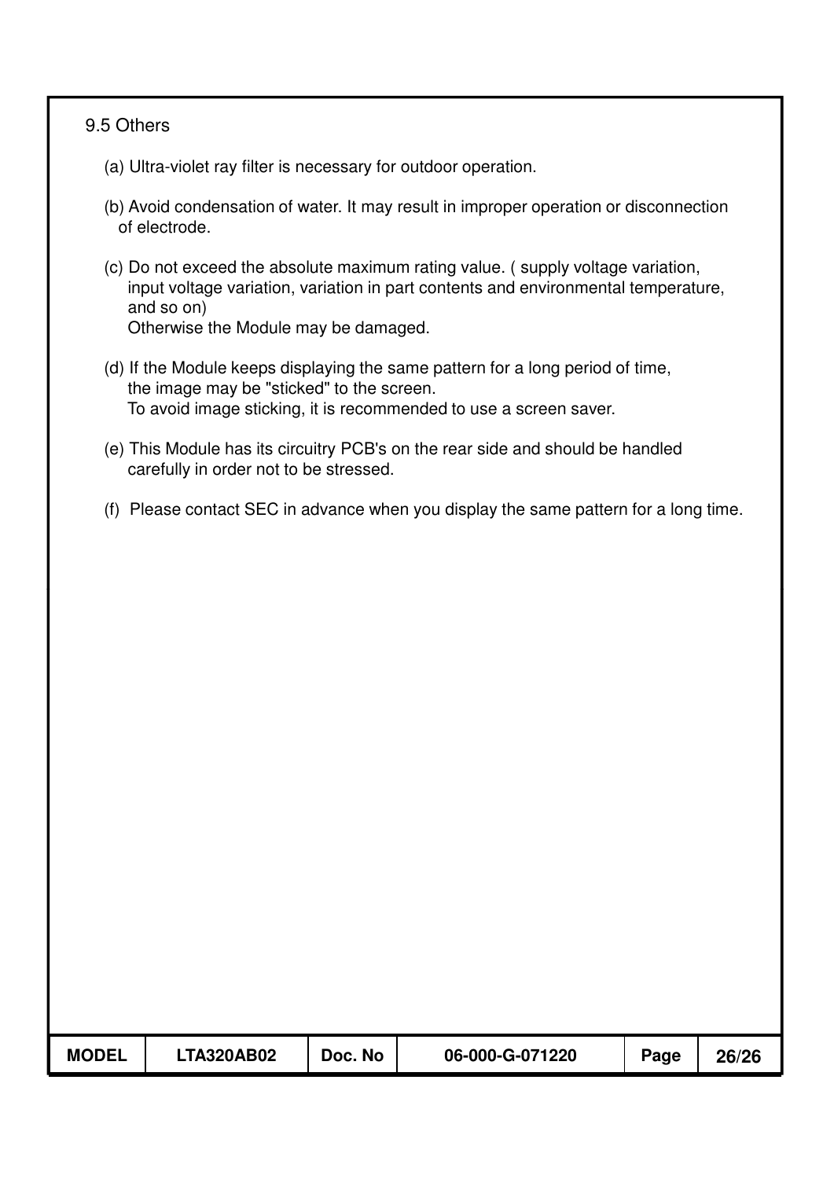## 9.5 Others

(a) Ultra-violet ray filter is necessary for outdoor operation.

(b) Avoid condensation of water. It may result in improper operation or disconnection of electrode.

(c) Do not exceed the absolute maximum rating value. ( supply voltage variation, input voltage variation, variation in part contents and environmental temperature, and so on)
Otherwise the Module may be damaged.

(d) If the Module keeps displaying the same pattern for a long period of time, the image may be "sticked" to the screen.
To avoid image sticking, it is recommended to use a screen saver.

(e) This Module has its circuitry PCB's on the rear side and should be handled carefully in order not to be stressed.

(f) Please contact SEC in advance when you display the same pattern for a long time.